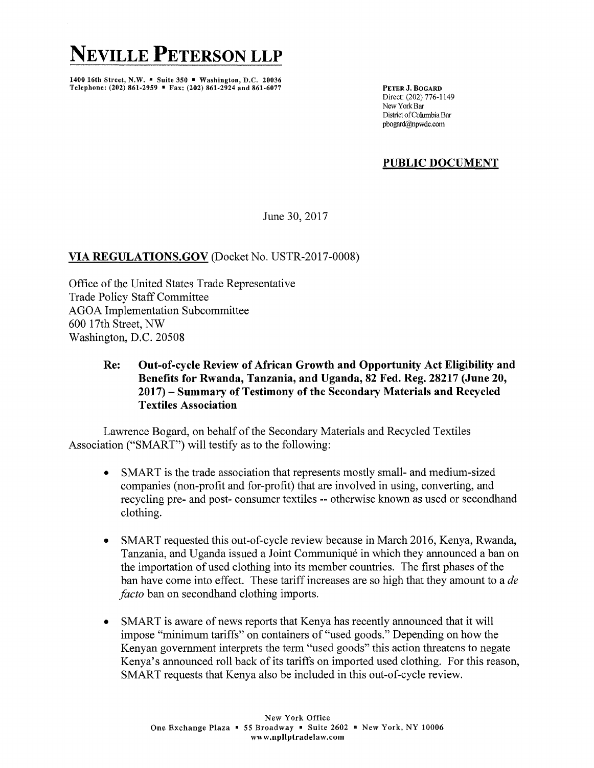# NEVILLE PETERSON LLP

1400 16th Street, N.W. ▪ Suite 350 ▪ Washington, D.C. 20036
Telephone: (202) 861-2959 ▪ Fax: (202) 861-2924 and 861-6077

**PETER J. BOGARD**
Direct: (202) 776-1149
New York Bar
District of Columbia Bar
pbogard@npwdc.com

**PUBLIC DOCUMENT**

June 30, 2017

**VIA REGULATIONS.GOV** (Docket No. USTR-2017-0008)

Office of the United States Trade Representative
Trade Policy Staff Committee
AGOA Implementation Subcommittee
600 17th Street, NW
Washington, D.C. 20508

**Re: Out-of-cycle Review of African Growth and Opportunity Act Eligibility and Benefits for Rwanda, Tanzania, and Uganda, 82 Fed. Reg. 28217 (June 20, 2017) – Summary of Testimony of the Secondary Materials and Recycled Textiles Association**

Lawrence Bogard, on behalf of the Secondary Materials and Recycled Textiles Association ("SMART") will testify as to the following:

- SMART is the trade association that represents mostly small- and medium-sized companies (non-profit and for-profit) that are involved in using, converting, and recycling pre- and post- consumer textiles -- otherwise known as used or secondhand clothing.

- SMART requested this out-of-cycle review because in March 2016, Kenya, Rwanda, Tanzania, and Uganda issued a Joint Communiqué in which they announced a ban on the importation of used clothing into its member countries. The first phases of the ban have come into effect. These tariff increases are so high that they amount to a *de facto* ban on secondhand clothing imports.

- SMART is aware of news reports that Kenya has recently announced that it will impose "minimum tariffs" on containers of "used goods." Depending on how the Kenyan government interprets the term "used goods" this action threatens to negate Kenya's announced roll back of its tariffs on imported used clothing. For this reason, SMART requests that Kenya also be included in this out-of-cycle review.

New York Office
One Exchange Plaza ▪ 55 Broadway ▪ Suite 2602 ▪ New York, NY 10006
www.npllptradelaw.com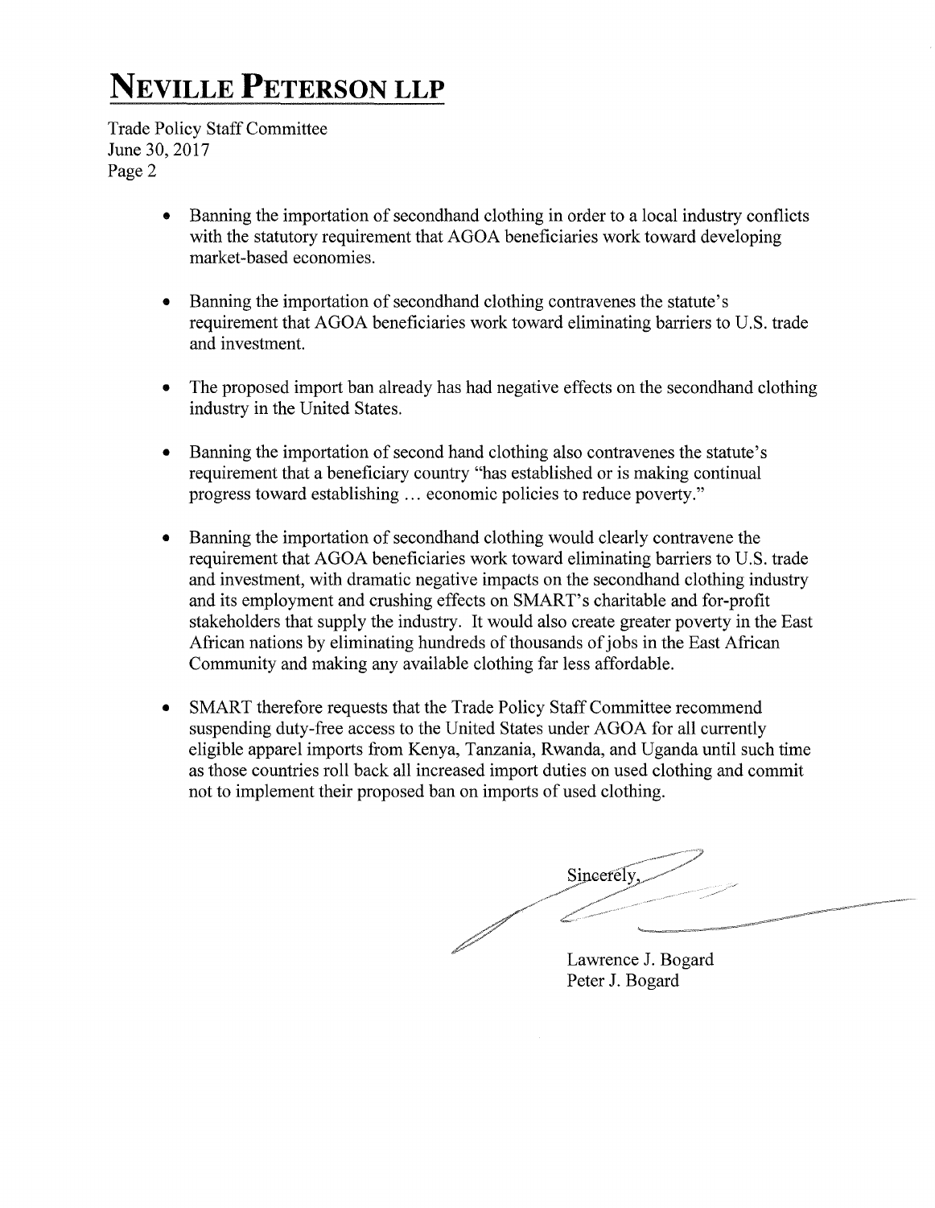- Banning the importation of secondhand clothing in order to a local industry conflicts with the statutory requirement that AGOA beneficiaries work toward developing market-based economies.

- Banning the importation of secondhand clothing contravenes the statute's requirement that AGOA beneficiaries work toward eliminating barriers to U.S. trade and investment.

- The proposed import ban already has had negative effects on the secondhand clothing industry in the United States.

- Banning the importation of second hand clothing also contravenes the statute's requirement that a beneficiary country "has established or is making continual progress toward establishing … economic policies to reduce poverty."

- Banning the importation of secondhand clothing would clearly contravene the requirement that AGOA beneficiaries work toward eliminating barriers to U.S. trade and investment, with dramatic negative impacts on the secondhand clothing industry and its employment and crushing effects on SMART's charitable and for-profit stakeholders that supply the industry. It would also create greater poverty in the East African nations by eliminating hundreds of thousands of jobs in the East African Community and making any available clothing far less affordable.

- SMART therefore requests that the Trade Policy Staff Committee recommend suspending duty-free access to the United States under AGOA for all currently eligible apparel imports from Kenya, Tanzania, Rwanda, and Uganda until such time as those countries roll back all increased import duties on used clothing and commit not to implement their proposed ban on imports of used clothing.

Sincerely,

Lawrence J. Bogard
Peter J. Bogard